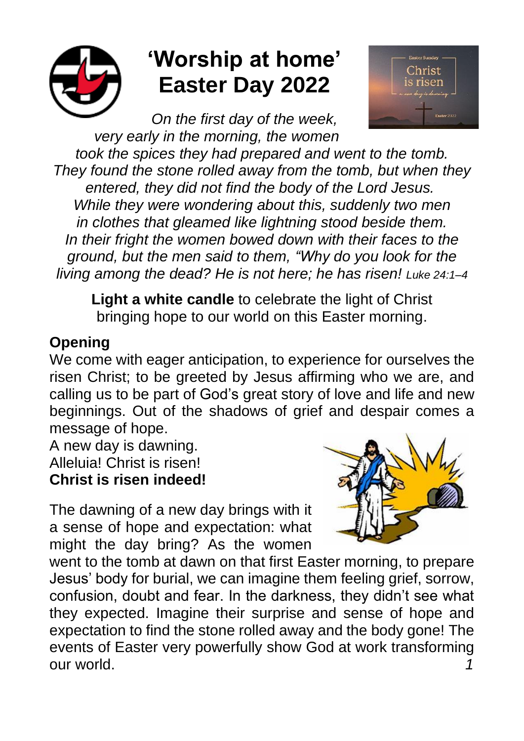# 'Worship at home' Easter Day 2022

*On the first day of the week, very early in the morning, the women took the spices they had prepared and went to the tomb. They found the stone rolled away from the tomb, but when they entered, they did not find the body of the Lord Jesus. While they were wondering about this, suddenly two men in clothes that gleamed like lightning stood beside them. In their fright the women bowed down with their faces to the ground, but the men said to them, "Why do you look for the living among the dead? He is not here; he has risen! Luke 24:1–4*

**Light a white candle** to celebrate the light of Christ bringing hope to our world on this Easter morning.

**Opening**

We come with eager anticipation, to experience for ourselves the risen Christ; to be greeted by Jesus affirming who we are, and calling us to be part of God's great story of love and life and new beginnings. Out of the shadows of grief and despair comes a message of hope.
A new day is dawning.
Alleluia! Christ is risen!
**Christ is risen indeed!**

The dawning of a new day brings with it a sense of hope and expectation: what might the day bring? As the women went to the tomb at dawn on that first Easter morning, to prepare Jesus' body for burial, we can imagine them feeling grief, sorrow, confusion, doubt and fear. In the darkness, they didn't see what they expected. Imagine their surprise and sense of hope and expectation to find the stone rolled away and the body gone! The events of Easter very powerfully show God at work transforming our world.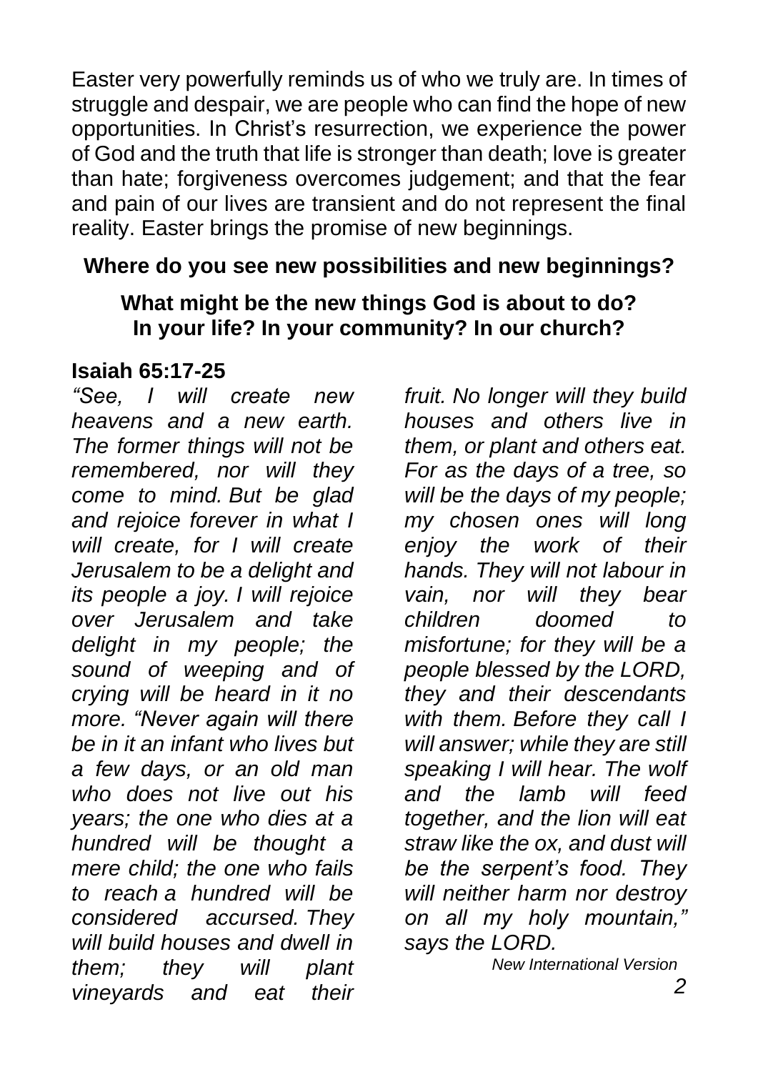Easter very powerfully reminds us of who we truly are. In times of struggle and despair, we are people who can find the hope of new opportunities. In Christ's resurrection, we experience the power of God and the truth that life is stronger than death; love is greater than hate; forgiveness overcomes judgement; and that the fear and pain of our lives are transient and do not represent the final reality. Easter brings the promise of new beginnings.

**Where do you see new possibilities and new beginnings?**

**What might be the new things God is about to do? In your life? In your community? In our church?**

### Isaiah 65:17-25

*"See, I will create new heavens and a new earth. The former things will not be remembered, nor will they come to mind. But be glad and rejoice forever in what I will create, for I will create Jerusalem to be a delight and its people a joy. I will rejoice over Jerusalem and take delight in my people; the sound of weeping and of crying will be heard in it no more. "Never again will there be in it an infant who lives but a few days, or an old man who does not live out his years; the one who dies at a hundred will be thought a mere child; the one who fails to reach a hundred will be considered accursed. They will build houses and dwell in them; they will plant vineyards and eat their fruit. No longer will they build houses and others live in them, or plant and others eat. For as the days of a tree, so will be the days of my people; my chosen ones will long enjoy the work of their hands. They will not labour in vain, nor will they bear children doomed to misfortune; for they will be a people blessed by the LORD, they and their descendants with them. Before they call I will answer; while they are still speaking I will hear. The wolf and the lamb will feed together, and the lion will eat straw like the ox, and dust will be the serpent's food. They will neither harm nor destroy on all my holy mountain," says the LORD.*

*New International Version*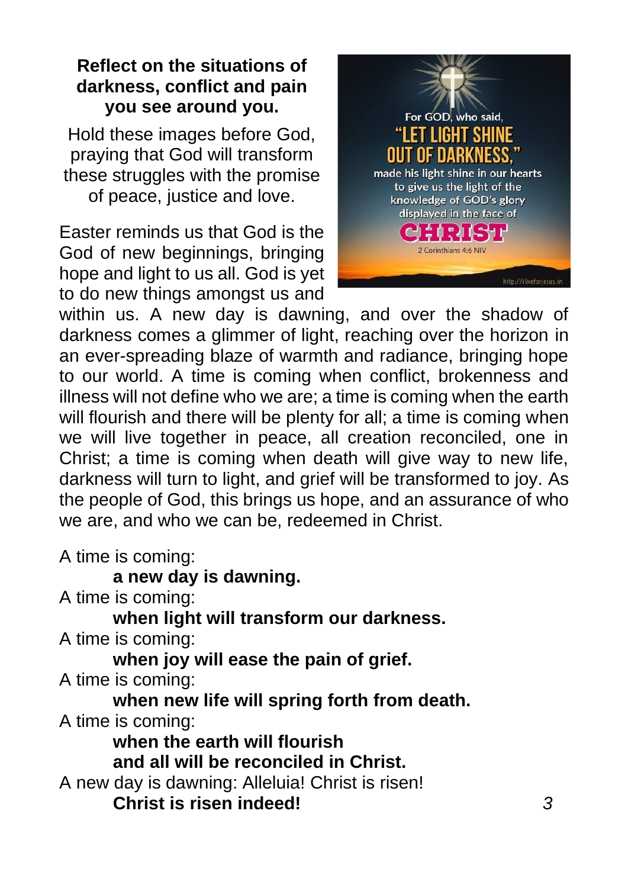**Reflect on the situations of darkness, conflict and pain you see around you.**

Hold these images before God, praying that God will transform these struggles with the promise of peace, justice and love.

For GOD, who said, "LET LIGHT SHINE OUT OF DARKNESS," made his light shine in our hearts to give us the light of the knowledge of GOD's glory displayed in the face of CHRIST
2 Corinthians 4:6 NIV

Easter reminds us that God is the God of new beginnings, bringing hope and light to us all. God is yet to do new things amongst us and within us. A new day is dawning, and over the shadow of darkness comes a glimmer of light, reaching over the horizon in an ever-spreading blaze of warmth and radiance, bringing hope to our world. A time is coming when conflict, brokenness and illness will not define who we are; a time is coming when the earth will flourish and there will be plenty for all; a time is coming when we will live together in peace, all creation reconciled, one in Christ; a time is coming when death will give way to new life, darkness will turn to light, and grief will be transformed to joy. As the people of God, this brings us hope, and an assurance of who we are, and who we can be, redeemed in Christ.

A time is coming:
**a new day is dawning.**
A time is coming:
**when light will transform our darkness.**
A time is coming:
**when joy will ease the pain of grief.**
A time is coming:
**when new life will spring forth from death.**
A time is coming:
**when the earth will flourish**
**and all will be reconciled in Christ.**
A new day is dawning: Alleluia! Christ is risen!
**Christ is risen indeed!**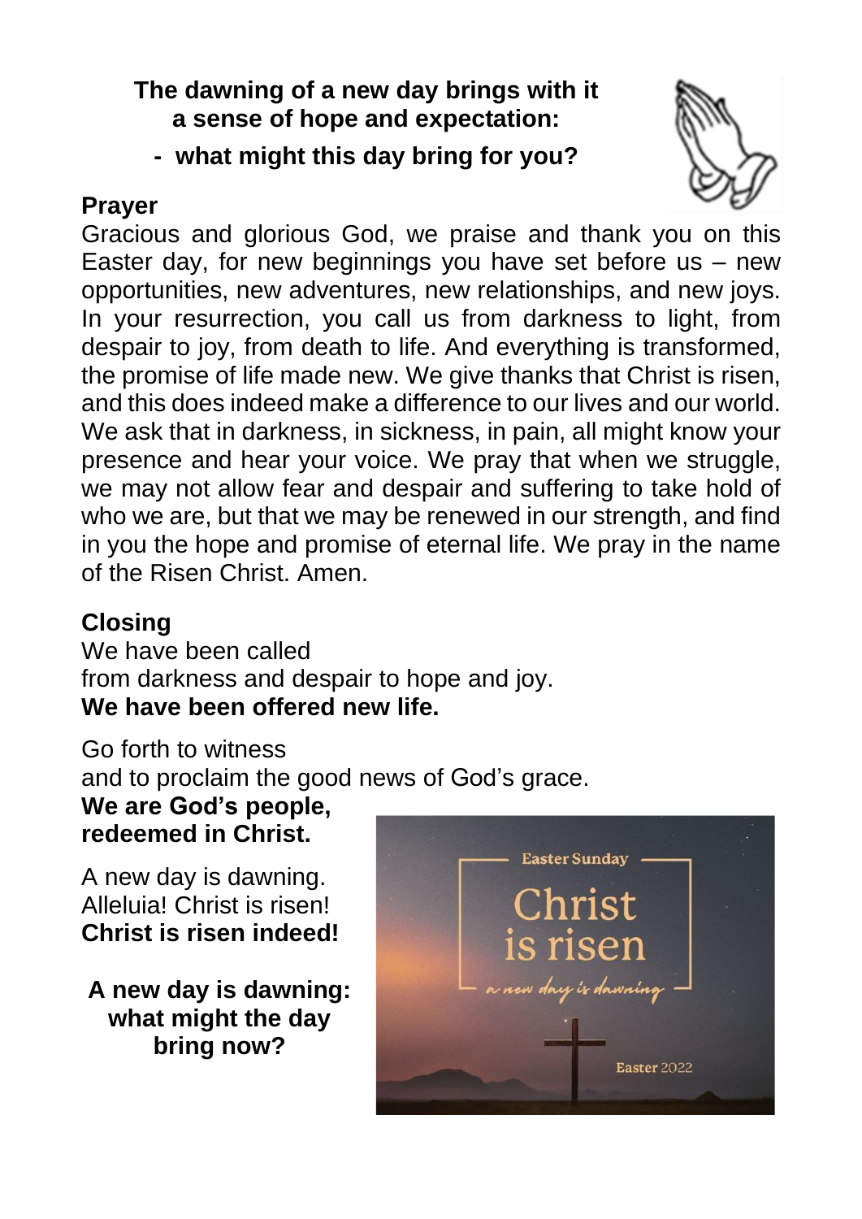**The dawning of a new day brings with it a sense of hope and expectation:**

**- what might this day bring for you?**

## Prayer

Gracious and glorious God, we praise and thank you on this Easter day, for new beginnings you have set before us – new opportunities, new adventures, new relationships, and new joys. In your resurrection, you call us from darkness to light, from despair to joy, from death to life. And everything is transformed, the promise of life made new. We give thanks that Christ is risen, and this does indeed make a difference to our lives and our world. We ask that in darkness, in sickness, in pain, all might know your presence and hear your voice. We pray that when we struggle, we may not allow fear and despair and suffering to take hold of who we are, but that we may be renewed in our strength, and find in you the hope and promise of eternal life. We pray in the name of the Risen Christ. Amen.

## Closing

We have been called
from darkness and despair to hope and joy.
**We have been offered new life.**

Go forth to witness
and to proclaim the good news of God's grace.
**We are God's people,
redeemed in Christ.**

A new day is dawning.
Alleluia! Christ is risen!
**Christ is risen indeed!**

**A new day is dawning:
what might the day
bring now?**

Easter Sunday

Christ is risen

a new day is dawning

Easter 2022